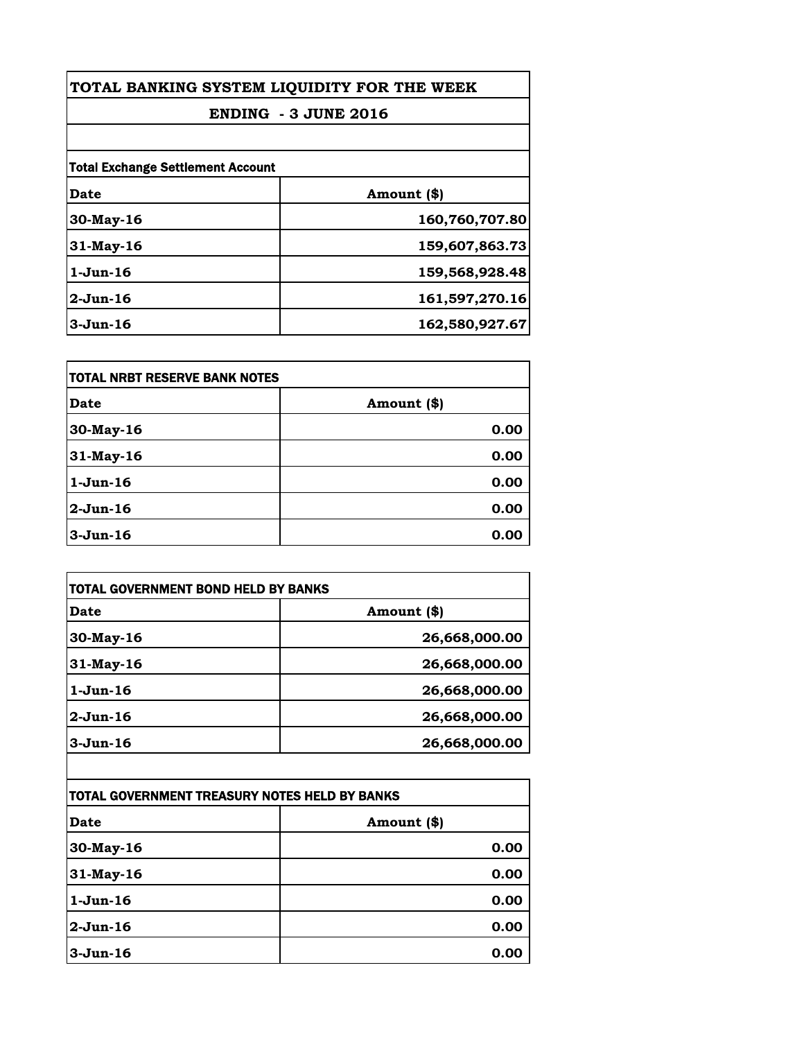# TOTAL BANKING SYSTEM LIQUIDITY FOR THE WEEK

## ENDING - 3 JUNE 2016

**Total Exchange Settlement Account**

| Date | Amount ($) |
|---|---|
| 30-May-16 | 160,760,707.80 |
| 31-May-16 | 159,607,863.73 |
| 1-Jun-16 | 159,568,928.48 |
| 2-Jun-16 | 161,597,270.16 |
| 3-Jun-16 | 162,580,927.67 |

**TOTAL NRBT RESERVE BANK NOTES**

| Date | Amount ($) |
|---|---|
| 30-May-16 | 0.00 |
| 31-May-16 | 0.00 |
| 1-Jun-16 | 0.00 |
| 2-Jun-16 | 0.00 |
| 3-Jun-16 | 0.00 |

**TOTAL GOVERNMENT BOND HELD BY BANKS**

| Date | Amount ($) |
|---|---|
| 30-May-16 | 26,668,000.00 |
| 31-May-16 | 26,668,000.00 |
| 1-Jun-16 | 26,668,000.00 |
| 2-Jun-16 | 26,668,000.00 |
| 3-Jun-16 | 26,668,000.00 |

**TOTAL GOVERNMENT TREASURY NOTES HELD BY BANKS**

| Date | Amount ($) |
|---|---|
| 30-May-16 | 0.00 |
| 31-May-16 | 0.00 |
| 1-Jun-16 | 0.00 |
| 2-Jun-16 | 0.00 |
| 3-Jun-16 | 0.00 |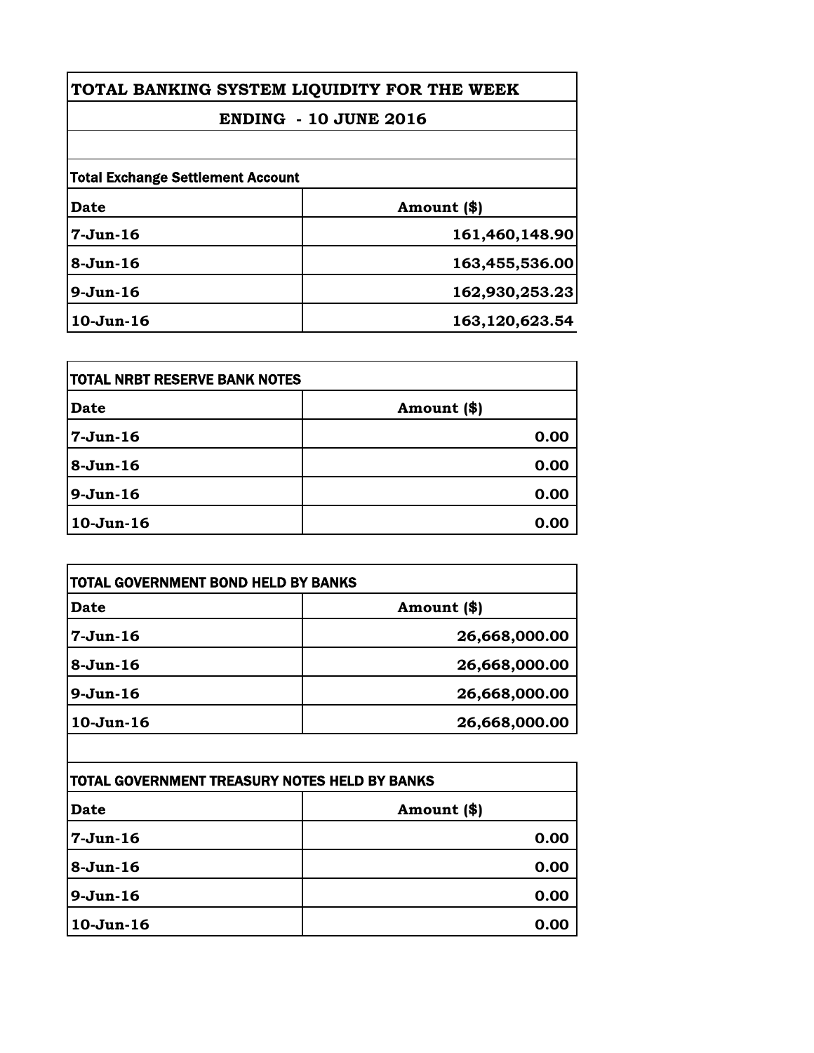# TOTAL BANKING SYSTEM LIQUIDITY FOR THE WEEK

## ENDING - 10 JUNE 2016

| Total Exchange Settlement Account | |
|---|---|
| **Date** | **Amount ($)** |
| 7-Jun-16 | 161,460,148.90 |
| 8-Jun-16 | 163,455,536.00 |
| 9-Jun-16 | 162,930,253.23 |
| 10-Jun-16 | 163,120,623.54 |

| TOTAL NRBT RESERVE BANK NOTES | |
|---|---|
| **Date** | **Amount ($)** |
| 7-Jun-16 | 0.00 |
| 8-Jun-16 | 0.00 |
| 9-Jun-16 | 0.00 |
| 10-Jun-16 | 0.00 |

| TOTAL GOVERNMENT BOND HELD BY BANKS | |
|---|---|
| **Date** | **Amount ($)** |
| 7-Jun-16 | 26,668,000.00 |
| 8-Jun-16 | 26,668,000.00 |
| 9-Jun-16 | 26,668,000.00 |
| 10-Jun-16 | 26,668,000.00 |

| TOTAL GOVERNMENT TREASURY NOTES HELD BY BANKS | |
|---|---|
| **Date** | **Amount ($)** |
| 7-Jun-16 | 0.00 |
| 8-Jun-16 | 0.00 |
| 9-Jun-16 | 0.00 |
| 10-Jun-16 | 0.00 |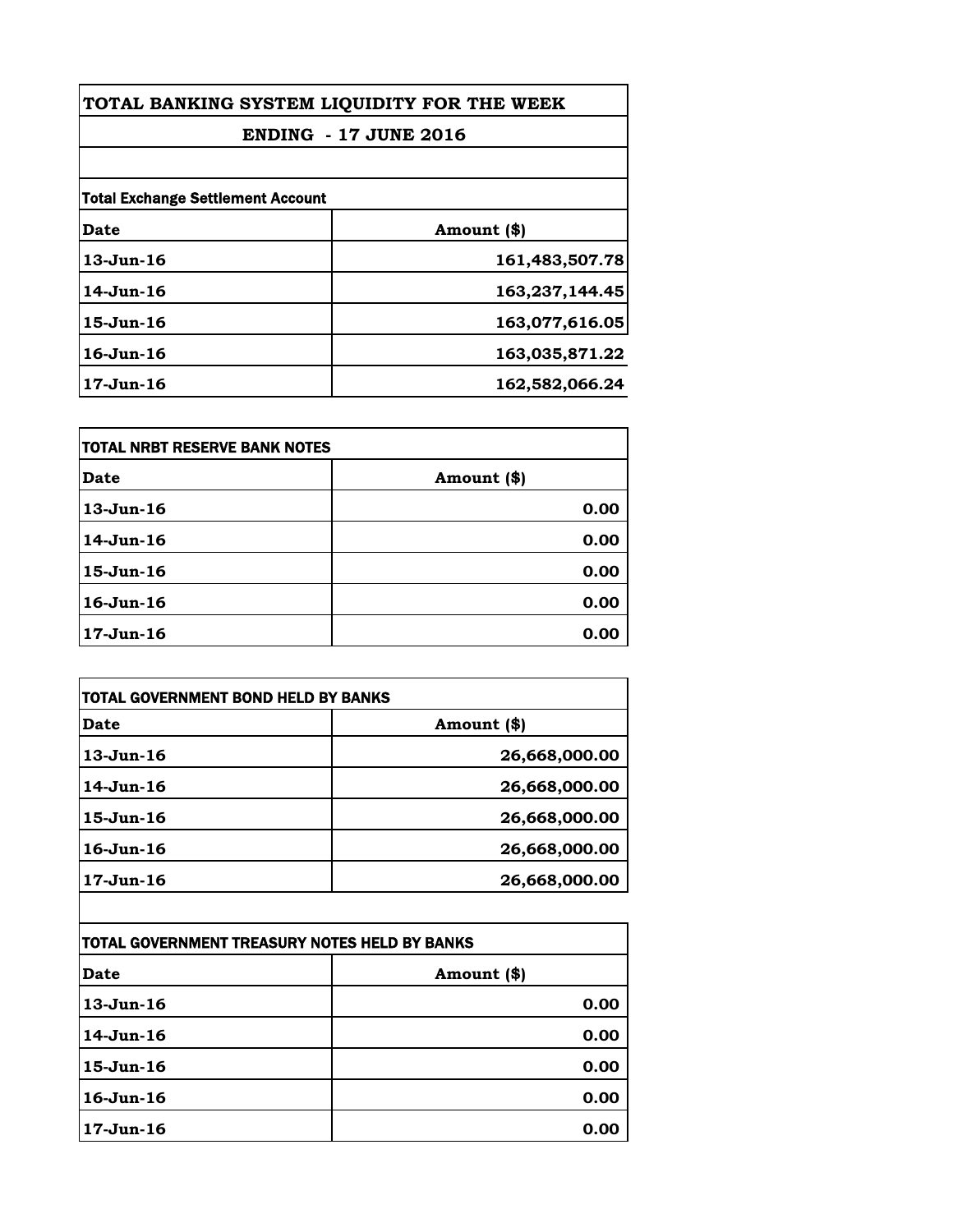# TOTAL BANKING SYSTEM LIQUIDITY FOR THE WEEK

## ENDING - 17 JUNE 2016

| Total Exchange Settlement Account | |
|---|---|
| **Date** | **Amount ($)** |
| 13-Jun-16 | 161,483,507.78 |
| 14-Jun-16 | 163,237,144.45 |
| 15-Jun-16 | 163,077,616.05 |
| 16-Jun-16 | 163,035,871.22 |
| 17-Jun-16 | 162,582,066.24 |

| TOTAL NRBT RESERVE BANK NOTES | |
|---|---|
| **Date** | **Amount ($)** |
| 13-Jun-16 | 0.00 |
| 14-Jun-16 | 0.00 |
| 15-Jun-16 | 0.00 |
| 16-Jun-16 | 0.00 |
| 17-Jun-16 | 0.00 |

| TOTAL GOVERNMENT BOND HELD BY BANKS | |
|---|---|
| **Date** | **Amount ($)** |
| 13-Jun-16 | 26,668,000.00 |
| 14-Jun-16 | 26,668,000.00 |
| 15-Jun-16 | 26,668,000.00 |
| 16-Jun-16 | 26,668,000.00 |
| 17-Jun-16 | 26,668,000.00 |

| TOTAL GOVERNMENT TREASURY NOTES HELD BY BANKS | |
|---|---|
| **Date** | **Amount ($)** |
| 13-Jun-16 | 0.00 |
| 14-Jun-16 | 0.00 |
| 15-Jun-16 | 0.00 |
| 16-Jun-16 | 0.00 |
| 17-Jun-16 | 0.00 |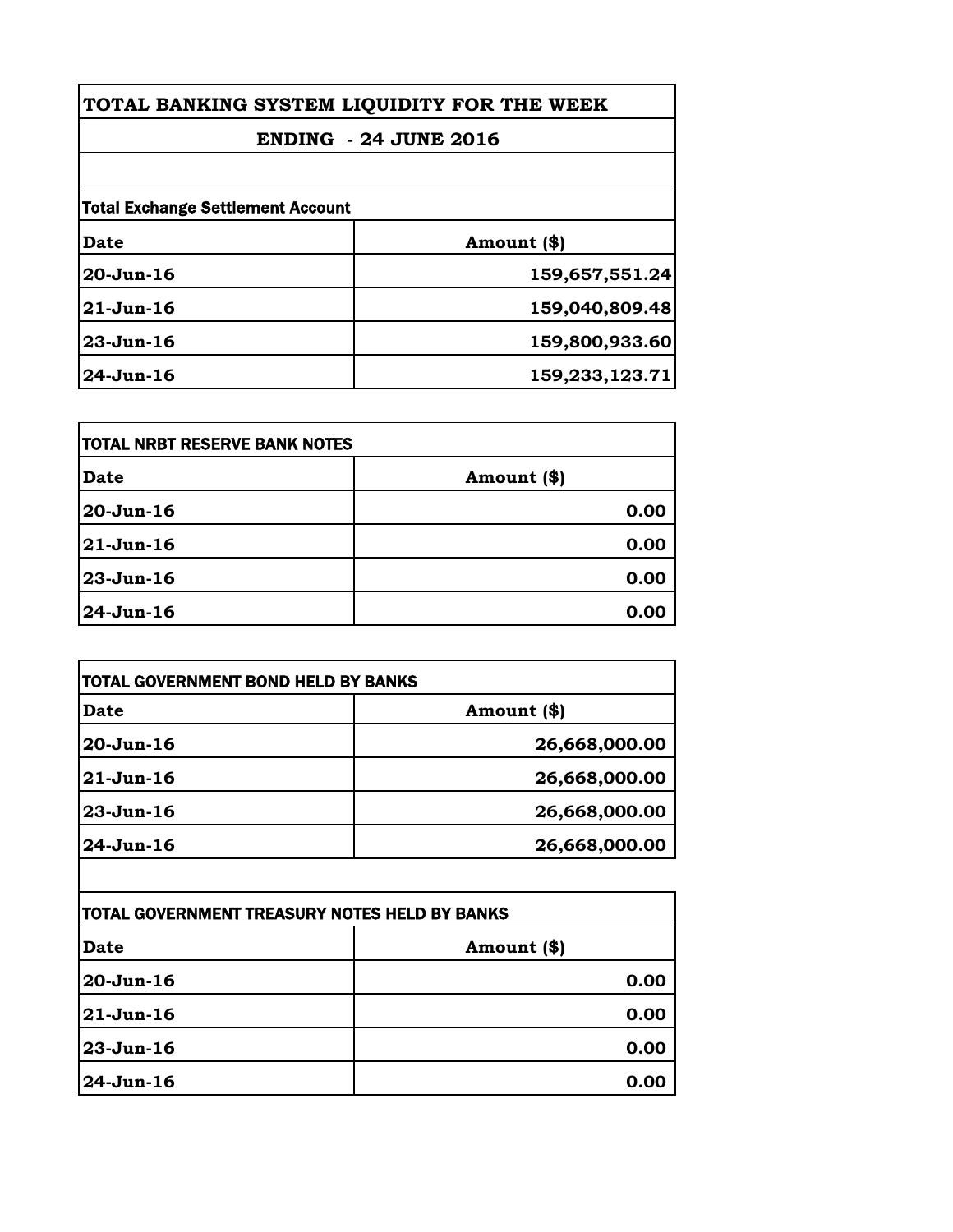# TOTAL BANKING SYSTEM LIQUIDITY FOR THE WEEK

## ENDING - 24 JUNE 2016

| Total Exchange Settlement Account | |
|---|---|
| **Date** | **Amount ($)** |
| 20-Jun-16 | 159,657,551.24 |
| 21-Jun-16 | 159,040,809.48 |
| 23-Jun-16 | 159,800,933.60 |
| 24-Jun-16 | 159,233,123.71 |

| TOTAL NRBT RESERVE BANK NOTES | |
|---|---|
| **Date** | **Amount ($)** |
| 20-Jun-16 | 0.00 |
| 21-Jun-16 | 0.00 |
| 23-Jun-16 | 0.00 |
| 24-Jun-16 | 0.00 |

| TOTAL GOVERNMENT BOND HELD BY BANKS | |
|---|---|
| **Date** | **Amount ($)** |
| 20-Jun-16 | 26,668,000.00 |
| 21-Jun-16 | 26,668,000.00 |
| 23-Jun-16 | 26,668,000.00 |
| 24-Jun-16 | 26,668,000.00 |

| TOTAL GOVERNMENT TREASURY NOTES HELD BY BANKS | |
|---|---|
| **Date** | **Amount ($)** |
| 20-Jun-16 | 0.00 |
| 21-Jun-16 | 0.00 |
| 23-Jun-16 | 0.00 |
| 24-Jun-16 | 0.00 |